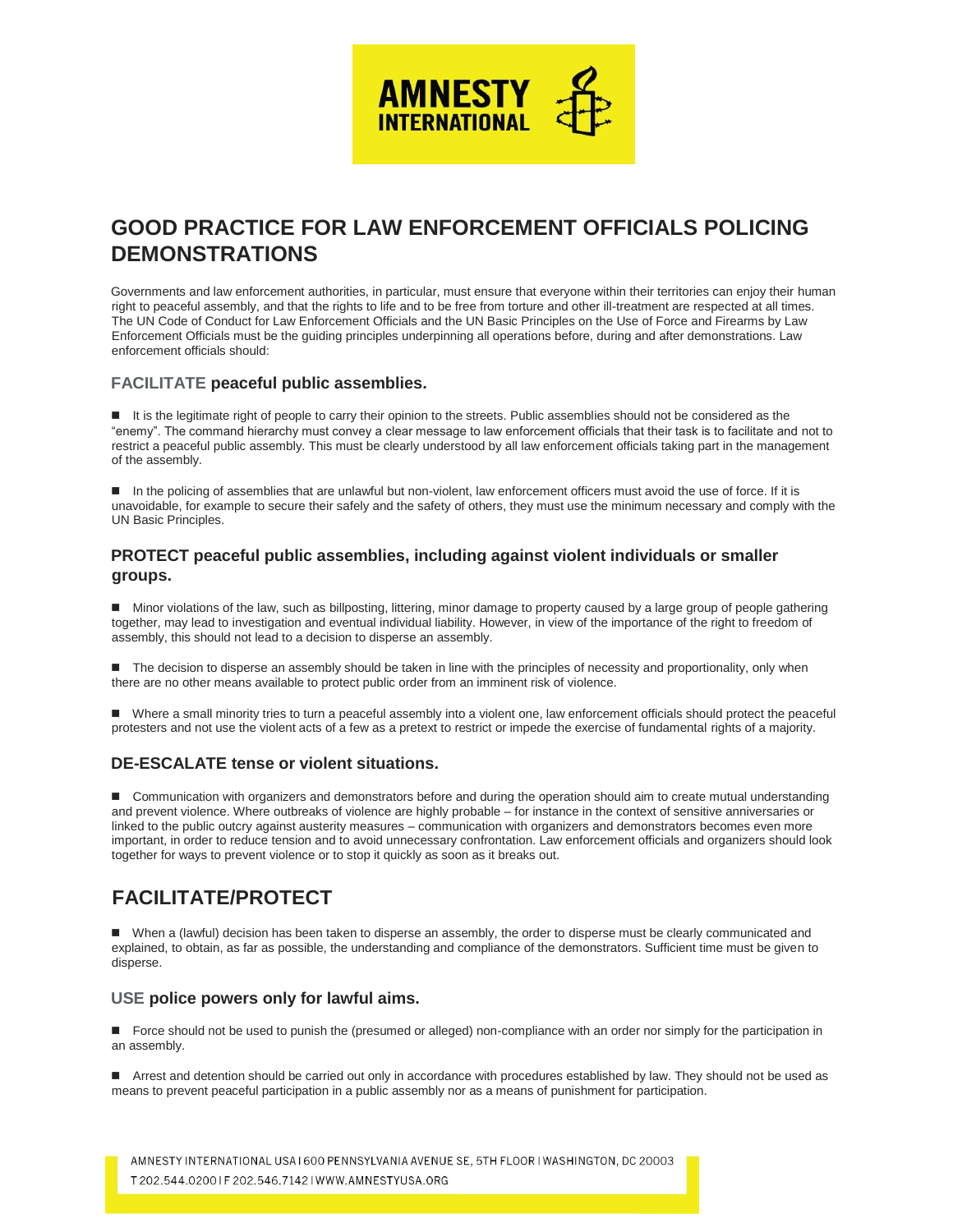AMNESTY INTERNATIONAL

# GOOD PRACTICE FOR LAW ENFORCEMENT OFFICIALS POLICING DEMONSTRATIONS

Governments and law enforcement authorities, in particular, must ensure that everyone within their territories can enjoy their human right to peaceful assembly, and that the rights to life and to be free from torture and other ill-treatment are respected at all times. The UN Code of Conduct for Law Enforcement Officials and the UN Basic Principles on the Use of Force and Firearms by Law Enforcement Officials must be the guiding principles underpinning all operations before, during and after demonstrations. Law enforcement officials should:

### FACILITATE peaceful public assemblies.

- It is the legitimate right of people to carry their opinion to the streets. Public assemblies should not be considered as the "enemy". The command hierarchy must convey a clear message to law enforcement officials that their task is to facilitate and not to restrict a peaceful public assembly. This must be clearly understood by all law enforcement officials taking part in the management of the assembly.

- In the policing of assemblies that are unlawful but non-violent, law enforcement officers must avoid the use of force. If it is unavoidable, for example to secure their safely and the safety of others, they must use the minimum necessary and comply with the UN Basic Principles.

### PROTECT peaceful public assemblies, including against violent individuals or smaller groups.

- Minor violations of the law, such as billposting, littering, minor damage to property caused by a large group of people gathering together, may lead to investigation and eventual individual liability. However, in view of the importance of the right to freedom of assembly, this should not lead to a decision to disperse an assembly.

- The decision to disperse an assembly should be taken in line with the principles of necessity and proportionality, only when there are no other means available to protect public order from an imminent risk of violence.

- Where a small minority tries to turn a peaceful assembly into a violent one, law enforcement officials should protect the peaceful protesters and not use the violent acts of a few as a pretext to restrict or impede the exercise of fundamental rights of a majority.

### DE-ESCALATE tense or violent situations.

- Communication with organizers and demonstrators before and during the operation should aim to create mutual understanding and prevent violence. Where outbreaks of violence are highly probable – for instance in the context of sensitive anniversaries or linked to the public outcry against austerity measures – communication with organizers and demonstrators becomes even more important, in order to reduce tension and to avoid unnecessary confrontation. Law enforcement officials and organizers should look together for ways to prevent violence or to stop it quickly as soon as it breaks out.

## FACILITATE/PROTECT

- When a (lawful) decision has been taken to disperse an assembly, the order to disperse must be clearly communicated and explained, to obtain, as far as possible, the understanding and compliance of the demonstrators. Sufficient time must be given to disperse.

### USE police powers only for lawful aims.

- Force should not be used to punish the (presumed or alleged) non-compliance with an order nor simply for the participation in an assembly.

- Arrest and detention should be carried out only in accordance with procedures established by law. They should not be used as means to prevent peaceful participation in a public assembly nor as a means of punishment for participation.

AMNESTY INTERNATIONAL USA | 600 PENNSYLVANIA AVENUE SE, 5TH FLOOR | WASHINGTON, DC 20003
T 202.544.0200 | F 202.546.7142 | WWW.AMNESTYUSA.ORG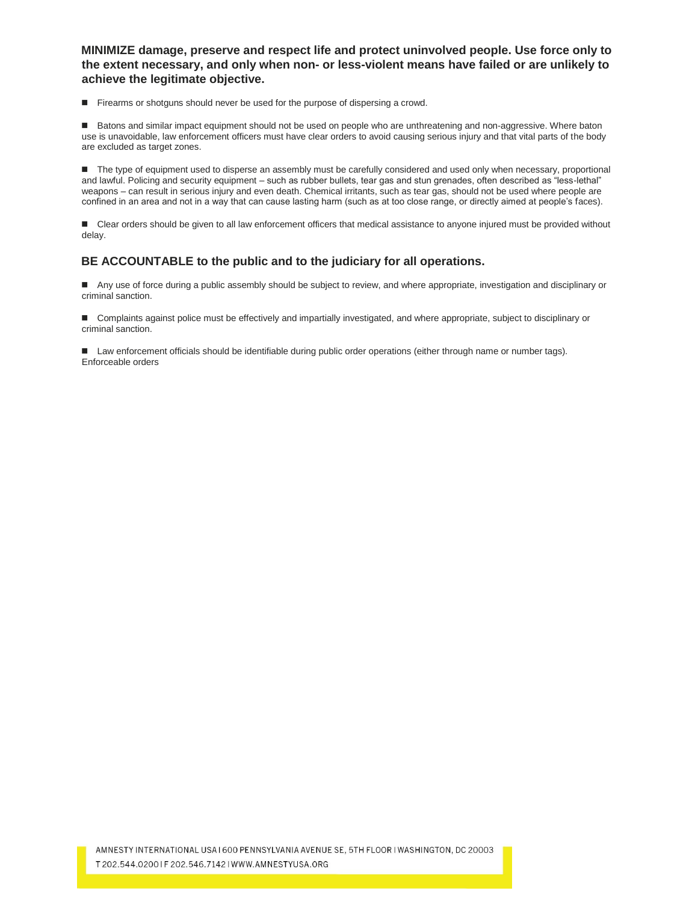**MINIMIZE damage, preserve and respect life and protect uninvolved people. Use force only to the extent necessary, and only when non- or less-violent means have failed or are unlikely to achieve the legitimate objective.**

- Firearms or shotguns should never be used for the purpose of dispersing a crowd.

- Batons and similar impact equipment should not be used on people who are unthreatening and non-aggressive. Where baton use is unavoidable, law enforcement officers must have clear orders to avoid causing serious injury and that vital parts of the body are excluded as target zones.

- The type of equipment used to disperse an assembly must be carefully considered and used only when necessary, proportional and lawful. Policing and security equipment – such as rubber bullets, tear gas and stun grenades, often described as "less-lethal" weapons – can result in serious injury and even death. Chemical irritants, such as tear gas, should not be used where people are confined in an area and not in a way that can cause lasting harm (such as at too close range, or directly aimed at people's faces).

- Clear orders should be given to all law enforcement officers that medical assistance to anyone injured must be provided without delay.

**BE ACCOUNTABLE to the public and to the judiciary for all operations.**

- Any use of force during a public assembly should be subject to review, and where appropriate, investigation and disciplinary or criminal sanction.

- Complaints against police must be effectively and impartially investigated, and where appropriate, subject to disciplinary or criminal sanction.

- Law enforcement officials should be identifiable during public order operations (either through name or number tags). Enforceable orders

AMNESTY INTERNATIONAL USA I 600 PENNSYLVANIA AVENUE SE, 5TH FLOOR I WASHINGTON, DC 20003
T 202.544.0200 I F 202.546.7142 I WWW.AMNESTYUSA.ORG